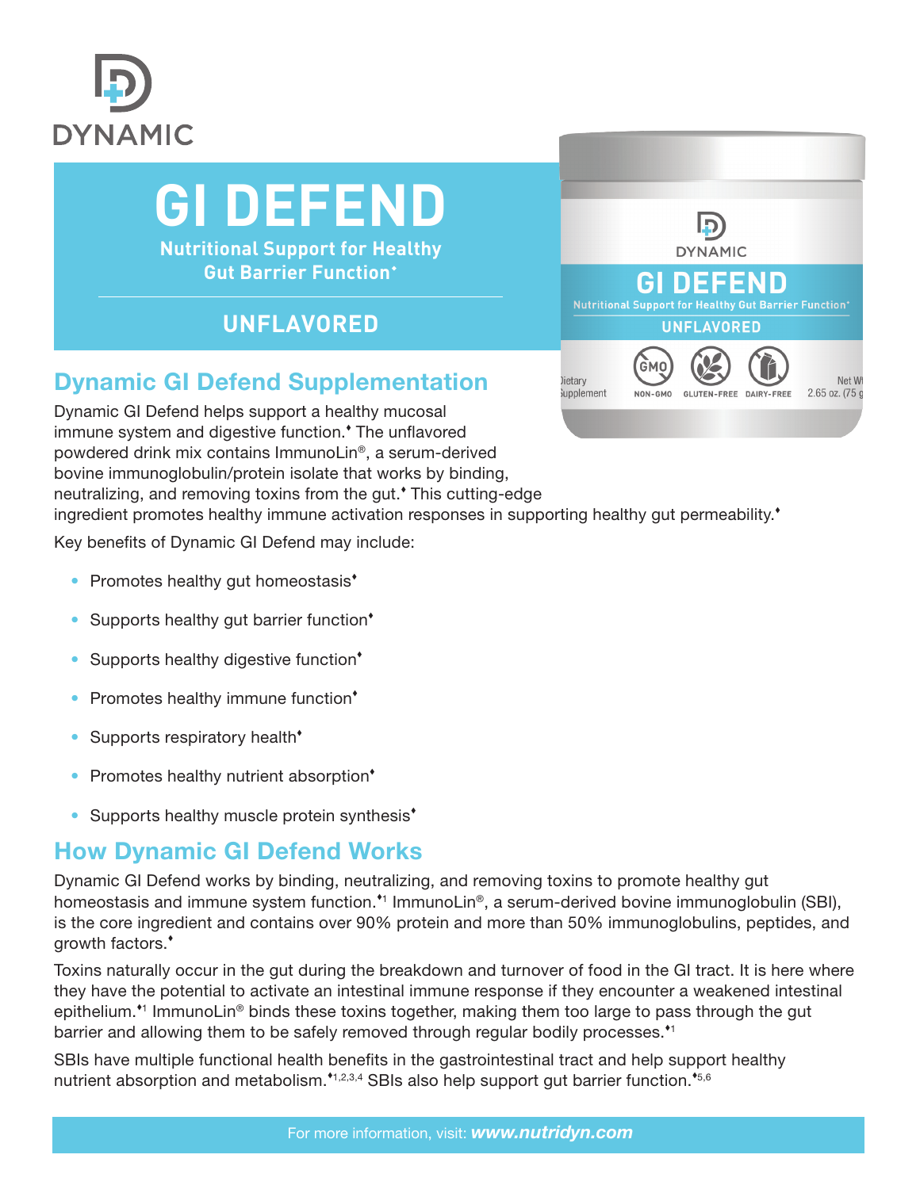DYNAMIC

# GI DEFEND

**Nutritional Support for Healthy Gut Barrier Function***

**UNFLAVORED**

## Dynamic GI Defend Supplementation

Dynamic GI Defend helps support a healthy mucosal immune system and digestive function.♦ The unflavored powdered drink mix contains ImmunoLin®, a serum-derived bovine immunoglobulin/protein isolate that works by binding, neutralizing, and removing toxins from the gut.♦ This cutting-edge ingredient promotes healthy immune activation responses in supporting healthy gut permeability.♦

Key benefits of Dynamic GI Defend may include:

- Promotes healthy gut homeostasis♦
- Supports healthy gut barrier function♦
- Supports healthy digestive function♦
- Promotes healthy immune function♦
- Supports respiratory health♦
- Promotes healthy nutrient absorption♦
- Supports healthy muscle protein synthesis♦

## How Dynamic GI Defend Works

Dynamic GI Defend works by binding, neutralizing, and removing toxins to promote healthy gut homeostasis and immune system function.♦[1] ImmunoLin®, a serum-derived bovine immunoglobulin (SBI), is the core ingredient and contains over 90% protein and more than 50% immunoglobulins, peptides, and growth factors.♦

Toxins naturally occur in the gut during the breakdown and turnover of food in the GI tract. It is here where they have the potential to activate an intestinal immune response if they encounter a weakened intestinal epithelium.♦[1] ImmunoLin® binds these toxins together, making them too large to pass through the gut barrier and allowing them to be safely removed through regular bodily processes.♦[1]

SBIs have multiple functional health benefits in the gastrointestinal tract and help support healthy nutrient absorption and metabolism.♦[1,2,3,4] SBIs also help support gut barrier function.♦[5,6]

For more information, visit: ***www.nutridyn.com***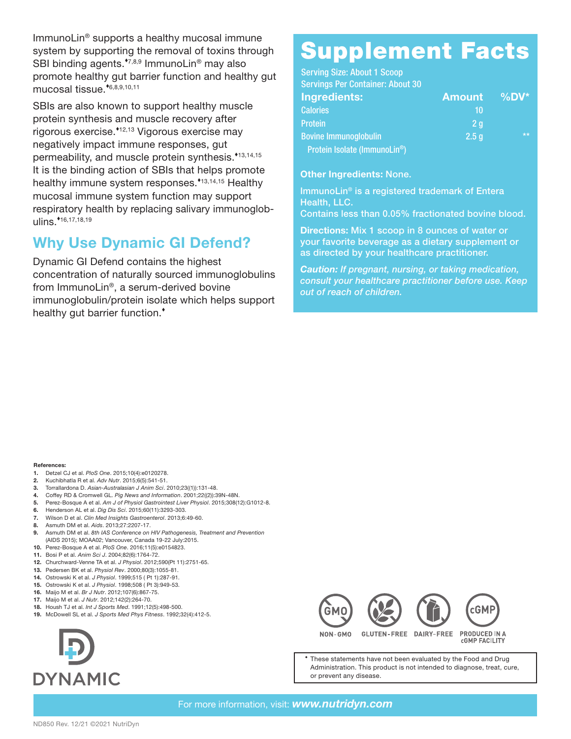ImmunoLin® supports a healthy mucosal immune system by supporting the removal of toxins through SBI binding agents.♦[7,8,9] ImmunoLin® may also promote healthy gut barrier function and healthy gut mucosal tissue.♦[6,8,9,10,11]

SBIs are also known to support healthy muscle protein synthesis and muscle recovery after rigorous exercise.♦[12,13] Vigorous exercise may negatively impact immune responses, gut permeability, and muscle protein synthesis.♦[13,14,15] It is the binding action of SBIs that helps promote healthy immune system responses.♦[13,14,15] Healthy mucosal immune system function may support respiratory health by replacing salivary immunoglobulins.♦[16,17,18,19]

## Why Use Dynamic GI Defend?

Dynamic GI Defend contains the highest concentration of naturally sourced immunoglobulins from ImmunoLin®, a serum-derived bovine immunoglobulin/protein isolate which helps support healthy gut barrier function.♦

# Supplement Facts

Serving Size: About 1 Scoop
Servings Per Container: About 30

| Ingredients: | Amount | %DV* |
|---|---|---|
| Calories | 10 | |
| Protein | 2 g | |
| Bovine Immunoglobulin Protein Isolate (ImmunoLin®) | 2.5 g | ** |

**Other Ingredients:** None.

ImmunoLin® is a registered trademark of Entera Health, LLC.
Contains less than 0.05% fractionated bovine blood.

**Directions:** Mix 1 scoop in 8 ounces of water or your favorite beverage as a dietary supplement or as directed by your healthcare practitioner.

***Caution:** If pregnant, nursing, or taking medication, consult your healthcare practitioner before use. Keep out of reach of children.*

**References:**

1. Detzel CJ et al. *PloS One*. 2015;10(4):e0120278.
2. Kuchibhatla R et al. *Adv Nutr*. 2015;6(5):541-51.
3. Torrallardona D. *Asian-Australasian J Anim Sci*. 2010;23((1)):131-48.
4. Coffey RD & Cromwell GL. *Pig News and Information*. 2001;22((2)):39N-48N.
5. Perez-Bosque A et al. *Am J of Physiol Gastrointest Liver Physiol*. 2015;308(12):G1012-8.
6. Henderson AL et al. *Dig Dis Sci*. 2015;60(11):3293-303.
7. Wilson D et al. *Clin Med Insights Gastroenterol*. 2013;6:49-60.
8. Asmuth DM et al. *Aids*. 2013;27:2207-17.
9. Asmuth DM et al. *8th IAS Conference on HIV Pathogenesis, Treatment and Prevention* (AIDS 2015); MOAA02; Vancouver, Canada 19-22 July:2015.
10. Perez-Bosque A et al. *PloS One*. 2016;11(5):e0154823.
11. Bosi P et al. *Anim Sci J*. 2004;82(6):1764-72.
12. Churchward-Venne TA et al. *J Physiol*. 2012;590(Pt 11):2751-65.
13. Pedersen BK et al. *Physiol Rev*. 2000;80(3):1055-81.
14. Ostrowski K et al. *J Physiol*. 1999;515 ( Pt 1):287-91.
15. Ostrowski K et al. *J Physiol*. 1998;508 ( Pt 3):949-53.
16. Maijo M et al. *Br J Nutr*. 2012;107(6):867-75.
17. Maijo M et al. *J Nutr*. 2012;142(2):264-70.
18. Housh TJ et al. *Int J Sports Med*. 1991;12(5):498-500.
19. McDowell SL et al. *J Sports Med Phys Fitness*. 1992;32(4):412-5.

DYNAMIC

NON-GMO | GLUTEN-FREE | DAIRY-FREE | PRODUCED IN A cGMP FACILITY

♦ These statements have not been evaluated by the Food and Drug Administration. This product is not intended to diagnose, treat, cure, or prevent any disease.

For more information, visit: ***www.nutridyn.com***

ND850 Rev. 12/21 ©2021 NutriDyn